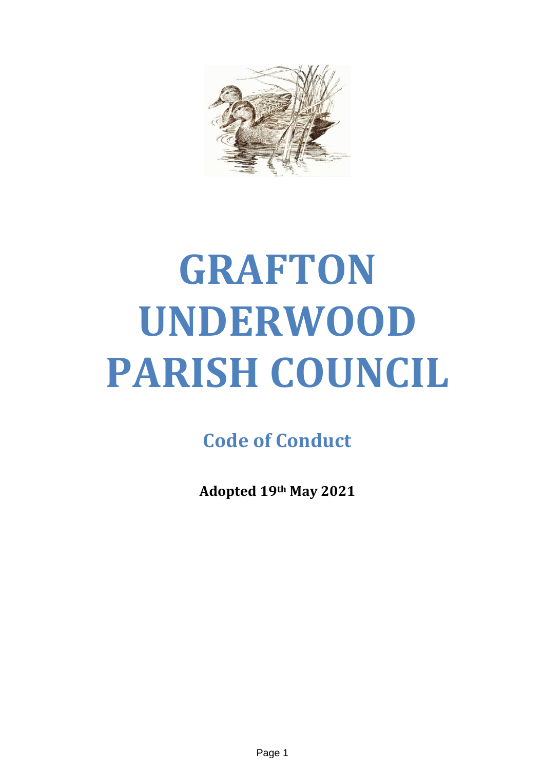# GRAFTON UNDERWOOD PARISH COUNCIL

## Code of Conduct

**Adopted 19th May 2021**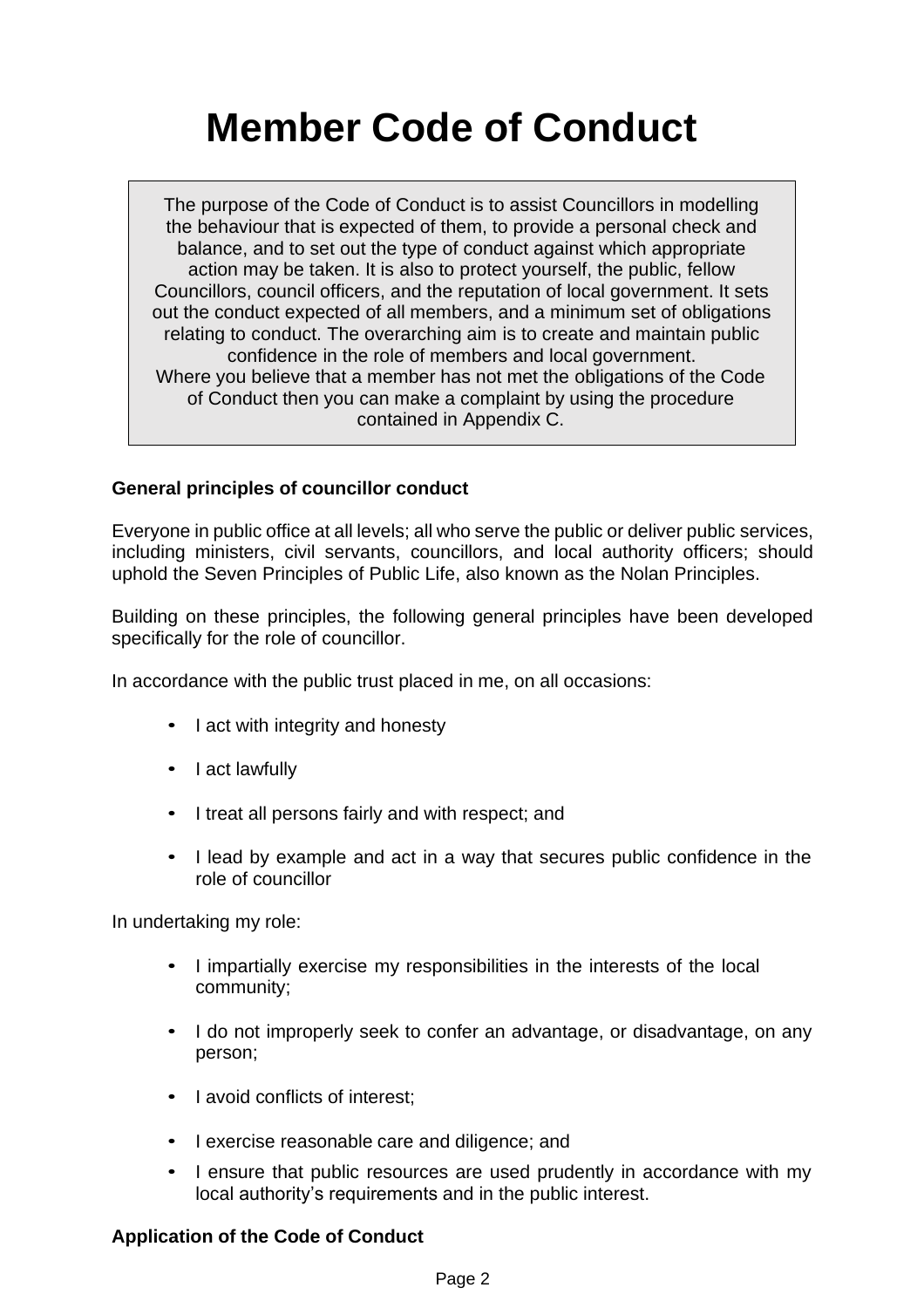# Member Code of Conduct

> The purpose of the Code of Conduct is to assist Councillors in modelling the behaviour that is expected of them, to provide a personal check and balance, and to set out the type of conduct against which appropriate action may be taken. It is also to protect yourself, the public, fellow Councillors, council officers, and the reputation of local government. It sets out the conduct expected of all members, and a minimum set of obligations relating to conduct. The overarching aim is to create and maintain public confidence in the role of members and local government.
> Where you believe that a member has not met the obligations of the Code of Conduct then you can make a complaint by using the procedure contained in Appendix C.

**General principles of councillor conduct**

Everyone in public office at all levels; all who serve the public or deliver public services, including ministers, civil servants, councillors, and local authority officers; should uphold the Seven Principles of Public Life, also known as the Nolan Principles.

Building on these principles, the following general principles have been developed specifically for the role of councillor.

In accordance with the public trust placed in me, on all occasions:

- I act with integrity and honesty
- I act lawfully
- I treat all persons fairly and with respect; and
- I lead by example and act in a way that secures public confidence in the role of councillor

In undertaking my role:

- I impartially exercise my responsibilities in the interests of the local community;
- I do not improperly seek to confer an advantage, or disadvantage, on any person;
- I avoid conflicts of interest;
- I exercise reasonable care and diligence; and
- I ensure that public resources are used prudently in accordance with my local authority's requirements and in the public interest.

**Application of the Code of Conduct**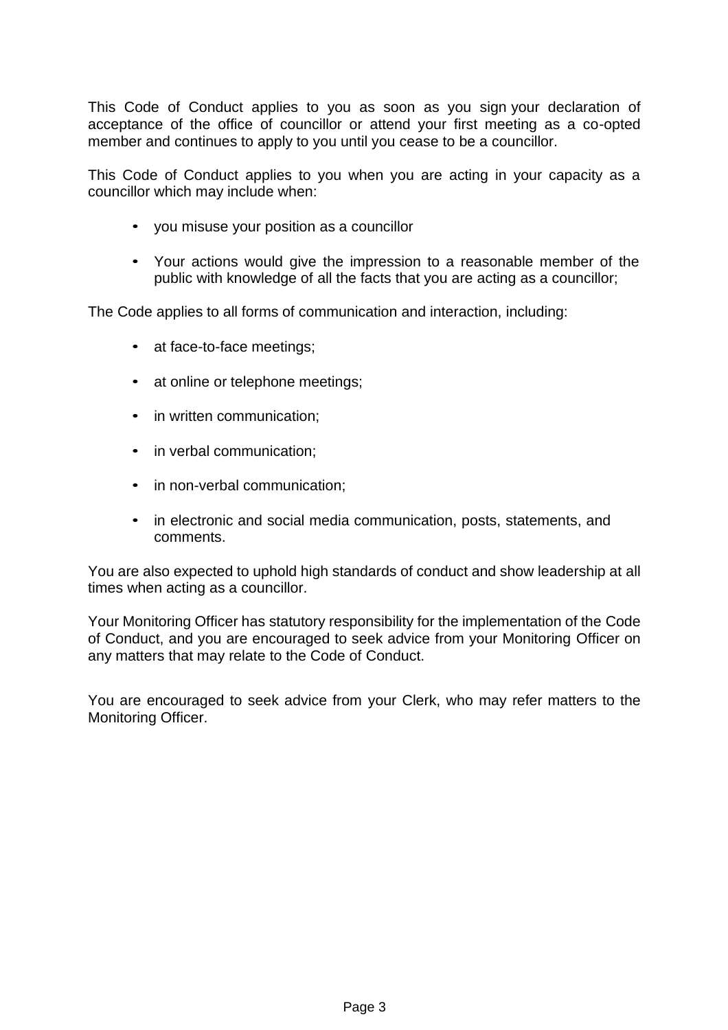This Code of Conduct applies to you as soon as you sign your declaration of acceptance of the office of councillor or attend your first meeting as a co-opted member and continues to apply to you until you cease to be a councillor.

This Code of Conduct applies to you when you are acting in your capacity as a councillor which may include when:

- you misuse your position as a councillor
- Your actions would give the impression to a reasonable member of the public with knowledge of all the facts that you are acting as a councillor;

The Code applies to all forms of communication and interaction, including:

- at face-to-face meetings;
- at online or telephone meetings;
- in written communication;
- in verbal communication;
- in non-verbal communication;
- in electronic and social media communication, posts, statements, and comments.

You are also expected to uphold high standards of conduct and show leadership at all times when acting as a councillor.

Your Monitoring Officer has statutory responsibility for the implementation of the Code of Conduct, and you are encouraged to seek advice from your Monitoring Officer on any matters that may relate to the Code of Conduct.

You are encouraged to seek advice from your Clerk, who may refer matters to the Monitoring Officer.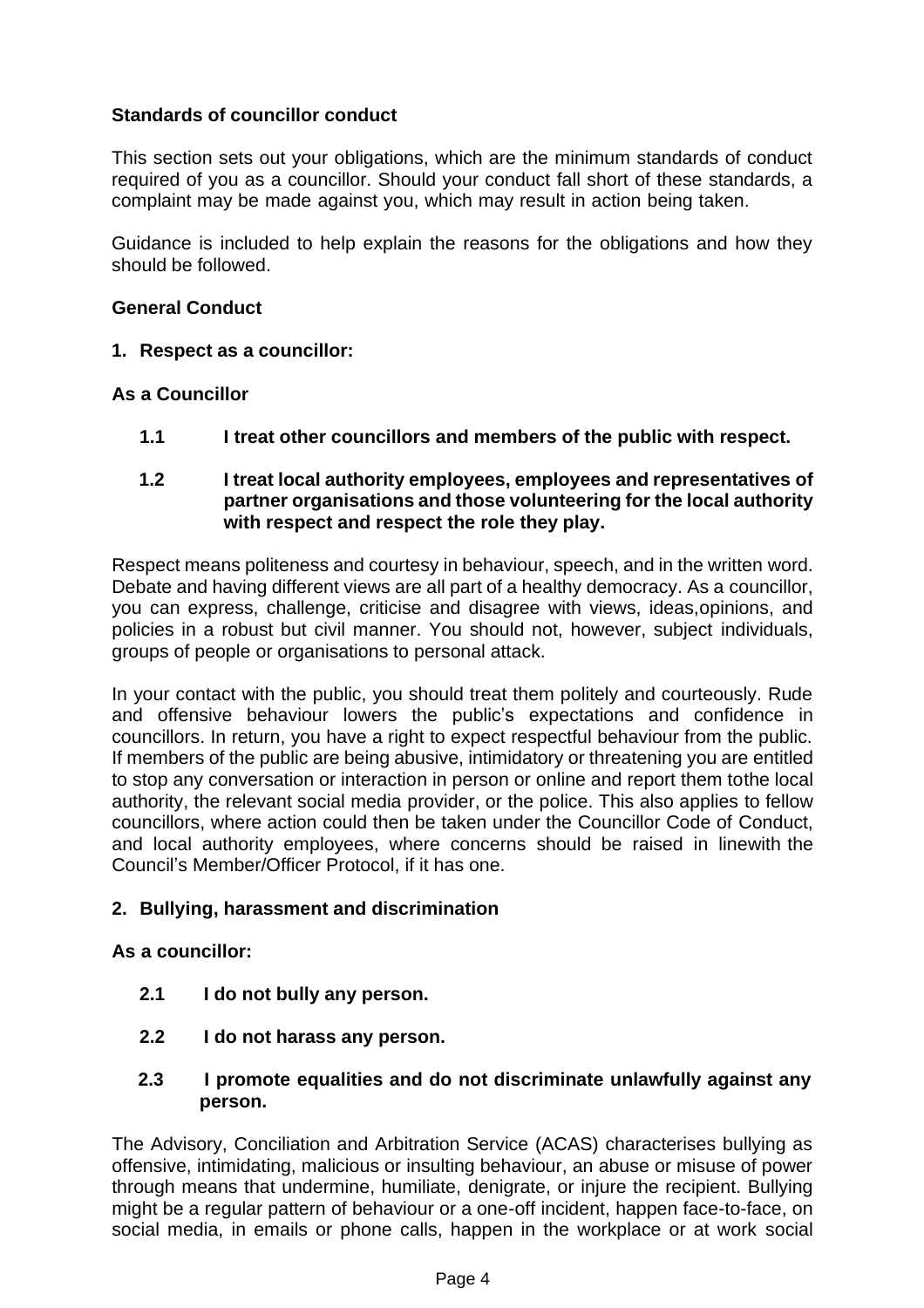**Standards of councillor conduct**

This section sets out your obligations, which are the minimum standards of conduct required of you as a councillor. Should your conduct fall short of these standards, a complaint may be made against you, which may result in action being taken.

Guidance is included to help explain the reasons for the obligations and how they should be followed.

**General Conduct**

**1. Respect as a councillor:**

**As a Councillor**

**1.1 I treat other councillors and members of the public with respect.**

**1.2 I treat local authority employees, employees and representatives of partner organisations and those volunteering for the local authority with respect and respect the role they play.**

Respect means politeness and courtesy in behaviour, speech, and in the written word. Debate and having different views are all part of a healthy democracy. As a councillor, you can express, challenge, criticise and disagree with views, ideas,opinions, and policies in a robust but civil manner. You should not, however, subject individuals, groups of people or organisations to personal attack.

In your contact with the public, you should treat them politely and courteously. Rude and offensive behaviour lowers the public's expectations and confidence in councillors. In return, you have a right to expect respectful behaviour from the public. If members of the public are being abusive, intimidatory or threatening you are entitled to stop any conversation or interaction in person or online and report them tothe local authority, the relevant social media provider, or the police. This also applies to fellow councillors, where action could then be taken under the Councillor Code of Conduct, and local authority employees, where concerns should be raised in linewith the Council's Member/Officer Protocol, if it has one.

**2. Bullying, harassment and discrimination**

**As a councillor:**

**2.1 I do not bully any person.**

**2.2 I do not harass any person.**

**2.3 I promote equalities and do not discriminate unlawfully against any person.**

The Advisory, Conciliation and Arbitration Service (ACAS) characterises bullying as offensive, intimidating, malicious or insulting behaviour, an abuse or misuse of power through means that undermine, humiliate, denigrate, or injure the recipient. Bullying might be a regular pattern of behaviour or a one-off incident, happen face-to-face, on social media, in emails or phone calls, happen in the workplace or at work social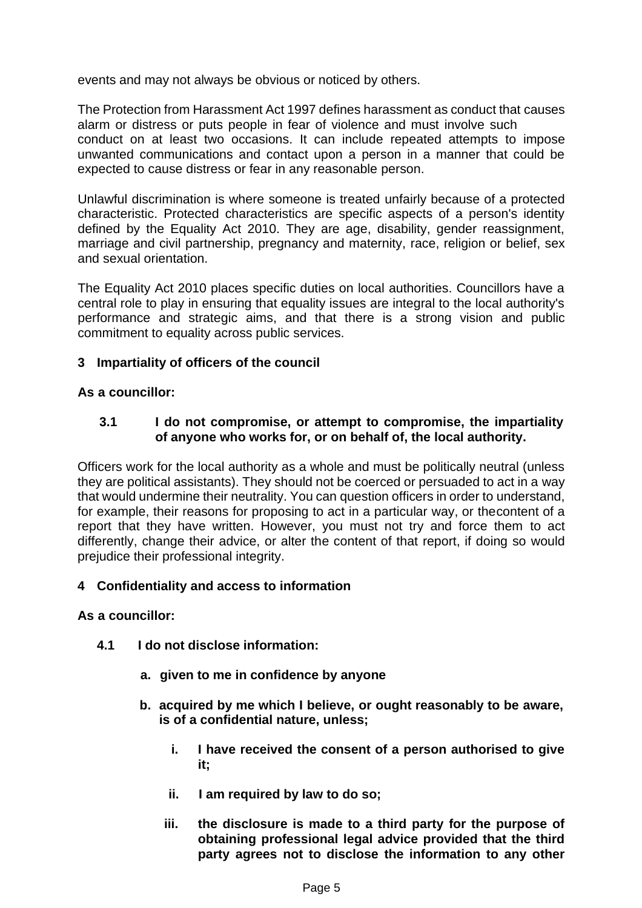events and may not always be obvious or noticed by others.

The Protection from Harassment Act 1997 defines harassment as conduct that causes alarm or distress or puts people in fear of violence and must involve such conduct on at least two occasions. It can include repeated attempts to impose unwanted communications and contact upon a person in a manner that could be expected to cause distress or fear in any reasonable person.

Unlawful discrimination is where someone is treated unfairly because of a protected characteristic. Protected characteristics are specific aspects of a person's identity defined by the Equality Act 2010. They are age, disability, gender reassignment, marriage and civil partnership, pregnancy and maternity, race, religion or belief, sex and sexual orientation.

The Equality Act 2010 places specific duties on local authorities. Councillors have a central role to play in ensuring that equality issues are integral to the local authority's performance and strategic aims, and that there is a strong vision and public commitment to equality across public services.

## 3 Impartiality of officers of the council

**As a councillor:**

**3.1 I do not compromise, or attempt to compromise, the impartiality of anyone who works for, or on behalf of, the local authority.**

Officers work for the local authority as a whole and must be politically neutral (unless they are political assistants). They should not be coerced or persuaded to act in a way that would undermine their neutrality. You can question officers in order to understand, for example, their reasons for proposing to act in a particular way, or the content of a report that they have written. However, you must not try and force them to act differently, change their advice, or alter the content of that report, if doing so would prejudice their professional integrity.

## 4 Confidentiality and access to information

**As a councillor:**

**4.1 I do not disclose information:**

- **a. given to me in confidence by anyone**
- **b. acquired by me which I believe, or ought reasonably to be aware, is of a confidential nature, unless;**
  - **i. I have received the consent of a person authorised to give it;**
  - **ii. I am required by law to do so;**
  - **iii. the disclosure is made to a third party for the purpose of obtaining professional legal advice provided that the third party agrees not to disclose the information to any other**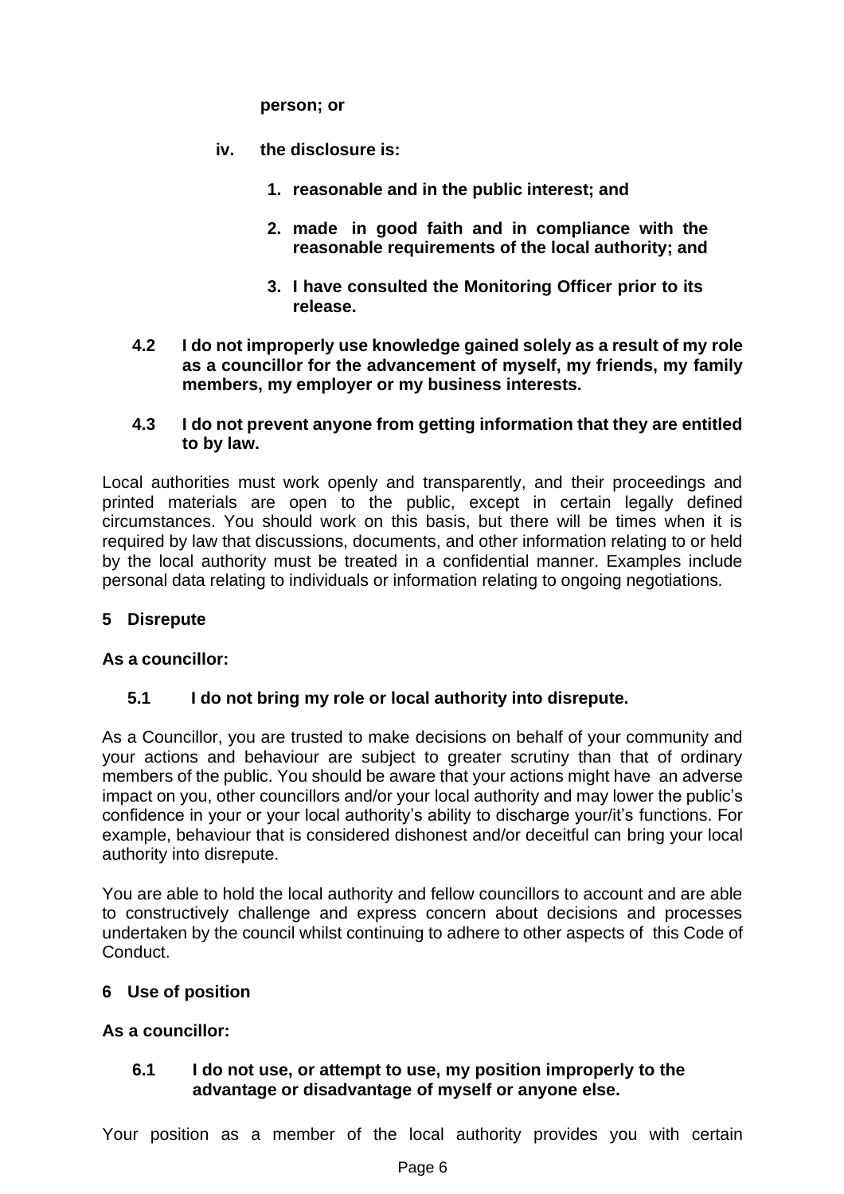**person; or**

- iv. **the disclosure is:**
    1. **reasonable and in the public interest; and**
    2. **made in good faith and in compliance with the reasonable requirements of the local authority; and**
    3. **I have consulted the Monitoring Officer prior to its release.**

**4.2 I do not improperly use knowledge gained solely as a result of my role as a councillor for the advancement of myself, my friends, my family members, my employer or my business interests.**

**4.3 I do not prevent anyone from getting information that they are entitled to by law.**

Local authorities must work openly and transparently, and their proceedings and printed materials are open to the public, except in certain legally defined circumstances. You should work on this basis, but there will be times when it is required by law that discussions, documents, and other information relating to or held by the local authority must be treated in a confidential manner. Examples include personal data relating to individuals or information relating to ongoing negotiations.

## 5 Disrepute

**As a councillor:**

**5.1 I do not bring my role or local authority into disrepute.**

As a Councillor, you are trusted to make decisions on behalf of your community and your actions and behaviour are subject to greater scrutiny than that of ordinary members of the public. You should be aware that your actions might have an adverse impact on you, other councillors and/or your local authority and may lower the public's confidence in your or your local authority's ability to discharge your/it's functions. For example, behaviour that is considered dishonest and/or deceitful can bring your local authority into disrepute.

You are able to hold the local authority and fellow councillors to account and are able to constructively challenge and express concern about decisions and processes undertaken by the council whilst continuing to adhere to other aspects of this Code of Conduct.

## 6 Use of position

**As a councillor:**

**6.1 I do not use, or attempt to use, my position improperly to the advantage or disadvantage of myself or anyone else.**

Your position as a member of the local authority provides you with certain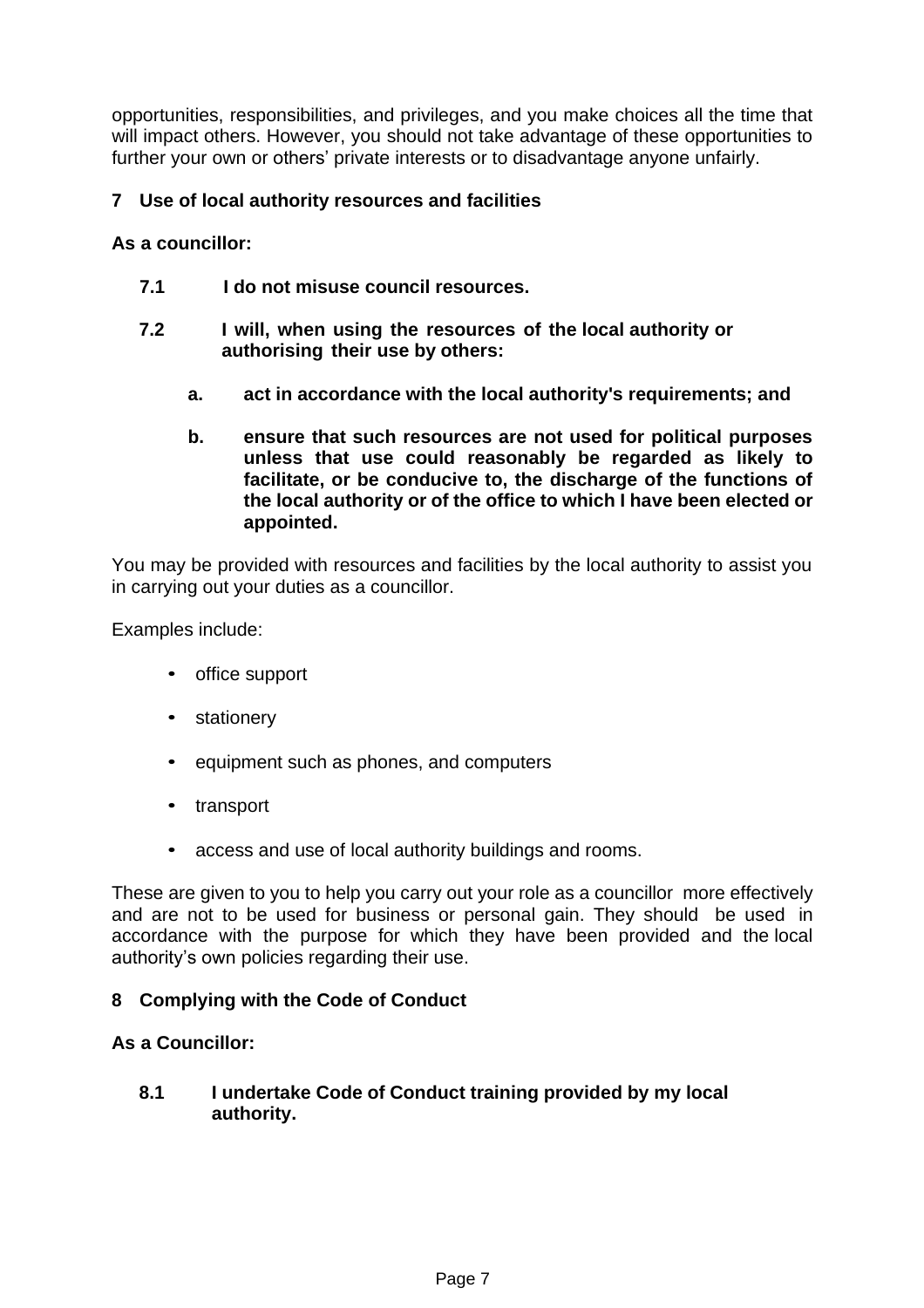opportunities, responsibilities, and privileges, and you make choices all the time that will impact others. However, you should not take advantage of these opportunities to further your own or others' private interests or to disadvantage anyone unfairly.

## 7 Use of local authority resources and facilities

**As a councillor:**

**7.1 I do not misuse council resources.**

**7.2 I will, when using the resources of the local authority or authorising their use by others:**

- **a. act in accordance with the local authority's requirements; and**
- **b. ensure that such resources are not used for political purposes unless that use could reasonably be regarded as likely to facilitate, or be conducive to, the discharge of the functions of the local authority or of the office to which I have been elected or appointed.**

You may be provided with resources and facilities by the local authority to assist you in carrying out your duties as a councillor.

Examples include:

- office support
- stationery
- equipment such as phones, and computers
- transport
- access and use of local authority buildings and rooms.

These are given to you to help you carry out your role as a councillor more effectively and are not to be used for business or personal gain. They should be used in accordance with the purpose for which they have been provided and the local authority's own policies regarding their use.

## 8 Complying with the Code of Conduct

**As a Councillor:**

**8.1 I undertake Code of Conduct training provided by my local authority.**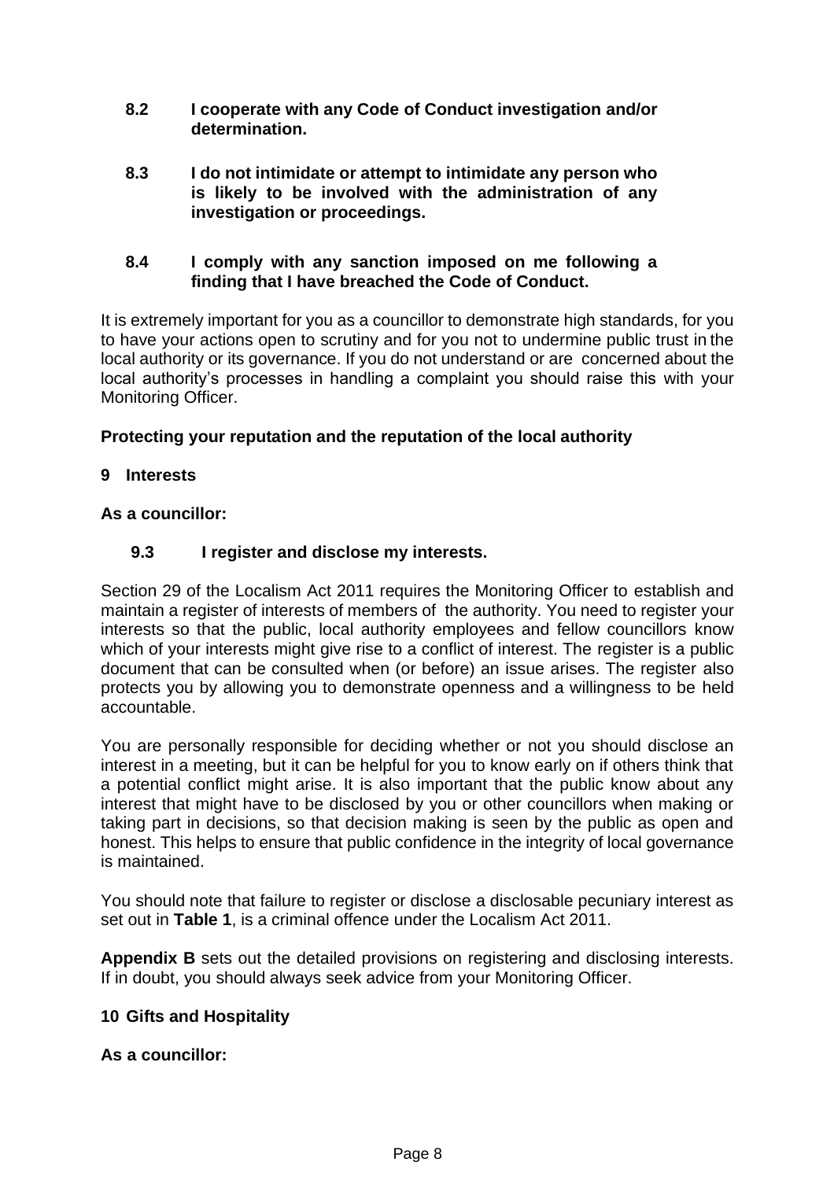**8.2 I cooperate with any Code of Conduct investigation and/or determination.**

**8.3 I do not intimidate or attempt to intimidate any person who is likely to be involved with the administration of any investigation or proceedings.**

**8.4 I comply with any sanction imposed on me following a finding that I have breached the Code of Conduct.**

It is extremely important for you as a councillor to demonstrate high standards, for you to have your actions open to scrutiny and for you not to undermine public trust in the local authority or its governance. If you do not understand or are concerned about the local authority's processes in handling a complaint you should raise this with your Monitoring Officer.

**Protecting your reputation and the reputation of the local authority**

**9 Interests**

**As a councillor:**

**9.3 I register and disclose my interests.**

Section 29 of the Localism Act 2011 requires the Monitoring Officer to establish and maintain a register of interests of members of the authority. You need to register your interests so that the public, local authority employees and fellow councillors know which of your interests might give rise to a conflict of interest. The register is a public document that can be consulted when (or before) an issue arises. The register also protects you by allowing you to demonstrate openness and a willingness to be held accountable.

You are personally responsible for deciding whether or not you should disclose an interest in a meeting, but it can be helpful for you to know early on if others think that a potential conflict might arise. It is also important that the public know about any interest that might have to be disclosed by you or other councillors when making or taking part in decisions, so that decision making is seen by the public as open and honest. This helps to ensure that public confidence in the integrity of local governance is maintained.

You should note that failure to register or disclose a disclosable pecuniary interest as set out in **Table 1**, is a criminal offence under the Localism Act 2011.

**Appendix B** sets out the detailed provisions on registering and disclosing interests. If in doubt, you should always seek advice from your Monitoring Officer.

**10 Gifts and Hospitality**

**As a councillor:**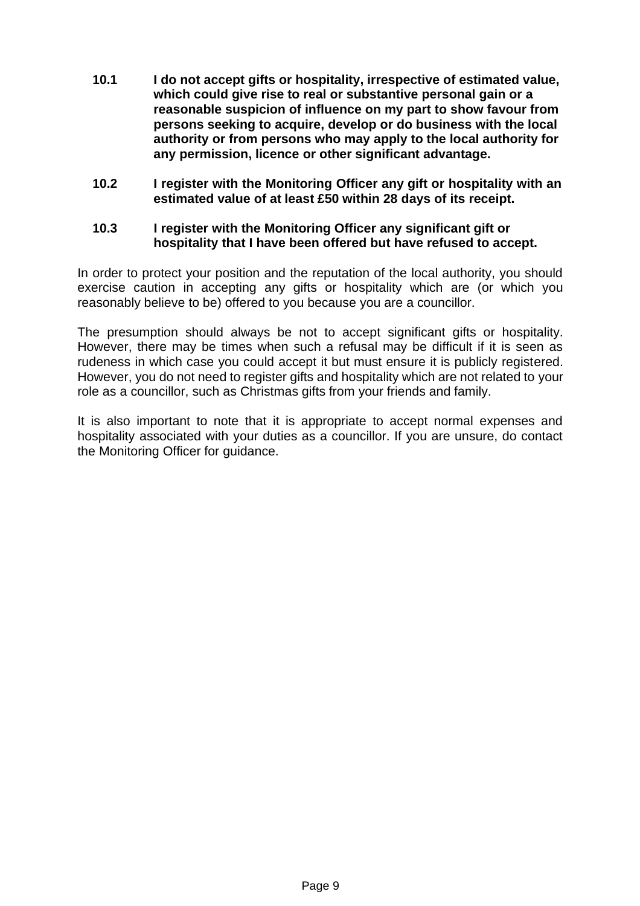**10.1 I do not accept gifts or hospitality, irrespective of estimated value, which could give rise to real or substantive personal gain or a reasonable suspicion of influence on my part to show favour from persons seeking to acquire, develop or do business with the local authority or from persons who may apply to the local authority for any permission, licence or other significant advantage.**

**10.2 I register with the Monitoring Officer any gift or hospitality with an estimated value of at least £50 within 28 days of its receipt.**

**10.3 I register with the Monitoring Officer any significant gift or hospitality that I have been offered but have refused to accept.**

In order to protect your position and the reputation of the local authority, you should exercise caution in accepting any gifts or hospitality which are (or which you reasonably believe to be) offered to you because you are a councillor.

The presumption should always be not to accept significant gifts or hospitality. However, there may be times when such a refusal may be difficult if it is seen as rudeness in which case you could accept it but must ensure it is publicly registered. However, you do not need to register gifts and hospitality which are not related to your role as a councillor, such as Christmas gifts from your friends and family.

It is also important to note that it is appropriate to accept normal expenses and hospitality associated with your duties as a councillor. If you are unsure, do contact the Monitoring Officer for guidance.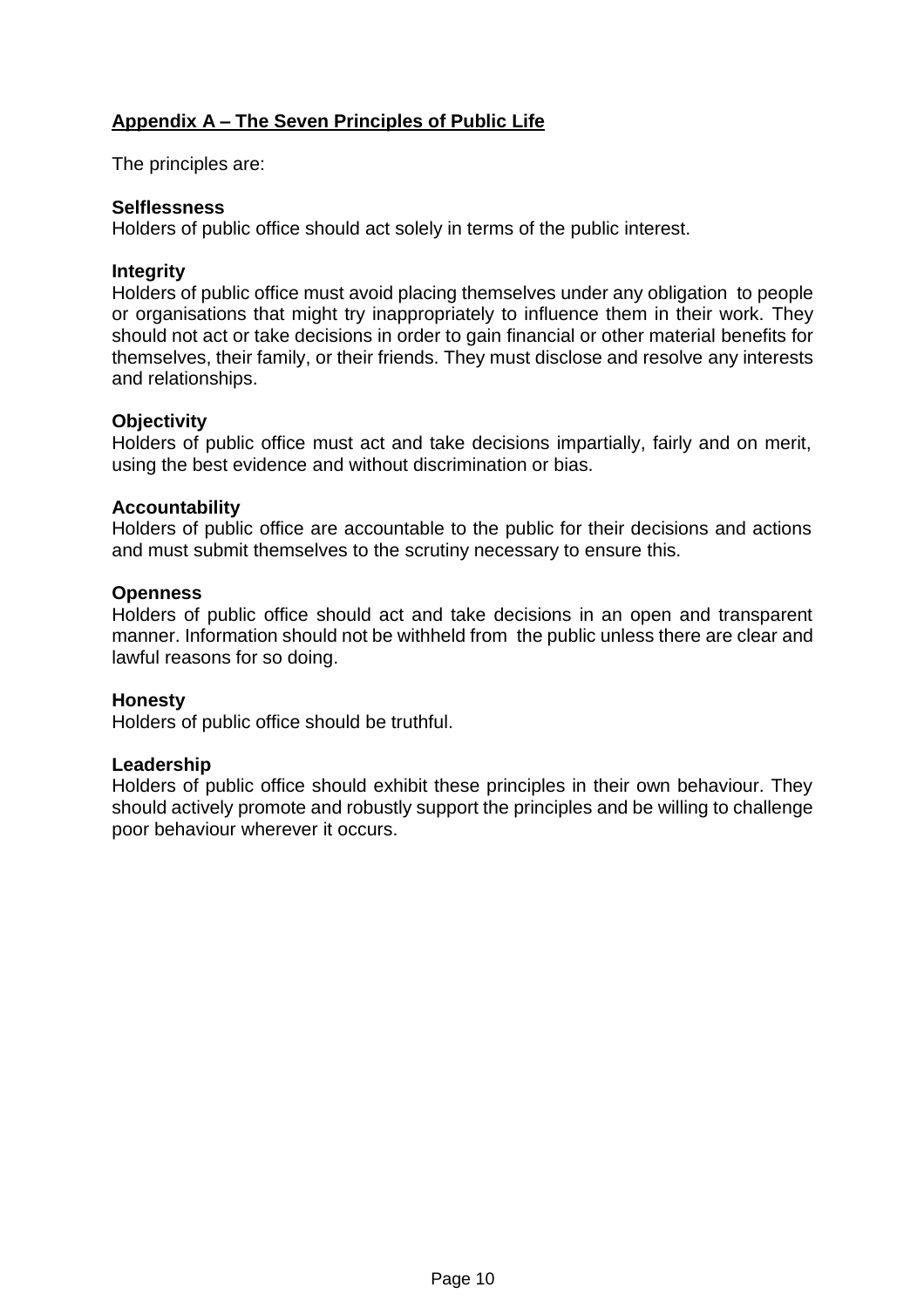## Appendix A – The Seven Principles of Public Life

The principles are:

**Selflessness**
Holders of public office should act solely in terms of the public interest.

**Integrity**
Holders of public office must avoid placing themselves under any obligation to people or organisations that might try inappropriately to influence them in their work. They should not act or take decisions in order to gain financial or other material benefits for themselves, their family, or their friends. They must disclose and resolve any interests and relationships.

**Objectivity**
Holders of public office must act and take decisions impartially, fairly and on merit, using the best evidence and without discrimination or bias.

**Accountability**
Holders of public office are accountable to the public for their decisions and actions and must submit themselves to the scrutiny necessary to ensure this.

**Openness**
Holders of public office should act and take decisions in an open and transparent manner. Information should not be withheld from the public unless there are clear and lawful reasons for so doing.

**Honesty**
Holders of public office should be truthful.

**Leadership**
Holders of public office should exhibit these principles in their own behaviour. They should actively promote and robustly support the principles and be willing to challenge poor behaviour wherever it occurs.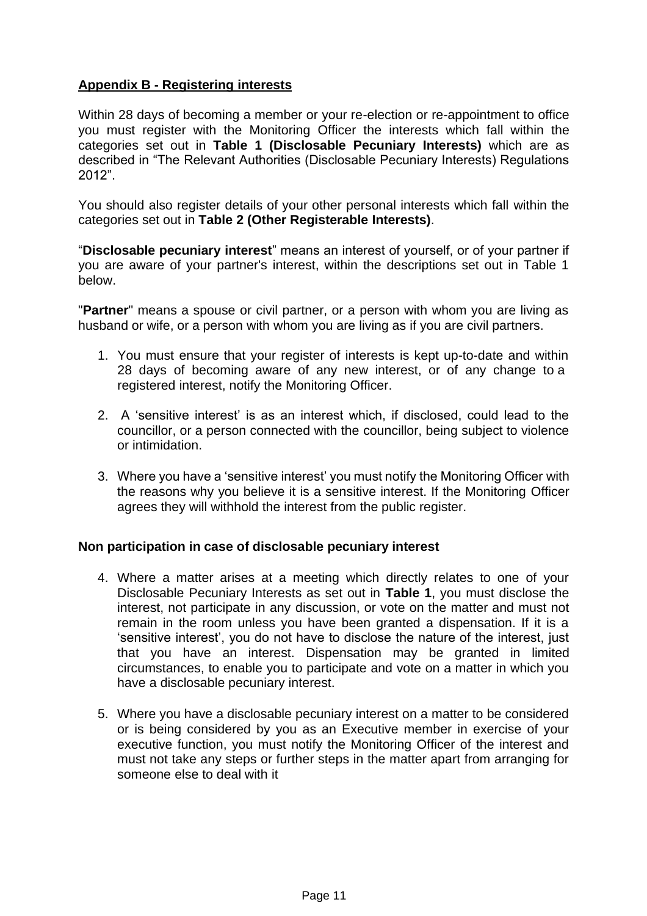## Appendix B - Registering interests

Within 28 days of becoming a member or your re-election or re-appointment to office you must register with the Monitoring Officer the interests which fall within the categories set out in **Table 1 (Disclosable Pecuniary Interests)** which are as described in "The Relevant Authorities (Disclosable Pecuniary Interests) Regulations 2012".

You should also register details of your other personal interests which fall within the categories set out in **Table 2 (Other Registerable Interests)**.

"**Disclosable pecuniary interest**" means an interest of yourself, or of your partner if you are aware of your partner's interest, within the descriptions set out in Table 1 below.

"**Partner**" means a spouse or civil partner, or a person with whom you are living as husband or wife, or a person with whom you are living as if you are civil partners.

1. You must ensure that your register of interests is kept up-to-date and within 28 days of becoming aware of any new interest, or of any change to a registered interest, notify the Monitoring Officer.

2. A 'sensitive interest' is as an interest which, if disclosed, could lead to the councillor, or a person connected with the councillor, being subject to violence or intimidation.

3. Where you have a 'sensitive interest' you must notify the Monitoring Officer with the reasons why you believe it is a sensitive interest. If the Monitoring Officer agrees they will withhold the interest from the public register.

### Non participation in case of disclosable pecuniary interest

4. Where a matter arises at a meeting which directly relates to one of your Disclosable Pecuniary Interests as set out in **Table 1**, you must disclose the interest, not participate in any discussion, or vote on the matter and must not remain in the room unless you have been granted a dispensation. If it is a 'sensitive interest', you do not have to disclose the nature of the interest, just that you have an interest. Dispensation may be granted in limited circumstances, to enable you to participate and vote on a matter in which you have a disclosable pecuniary interest.

5. Where you have a disclosable pecuniary interest on a matter to be considered or is being considered by you as an Executive member in exercise of your executive function, you must notify the Monitoring Officer of the interest and must not take any steps or further steps in the matter apart from arranging for someone else to deal with it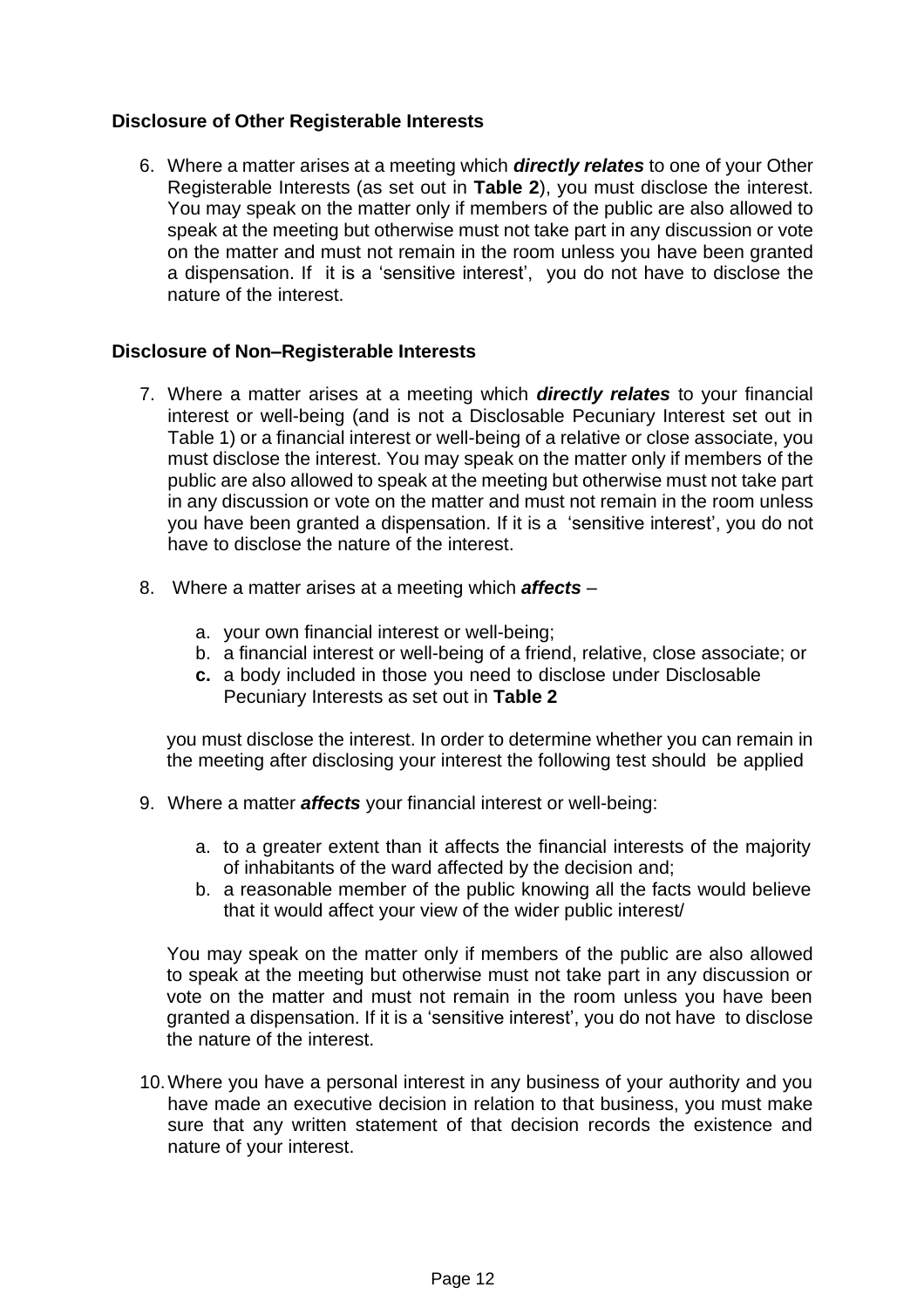### Disclosure of Other Registerable Interests

6. Where a matter arises at a meeting which ***directly relates*** to one of your Other Registerable Interests (as set out in **Table 2**), you must disclose the interest. You may speak on the matter only if members of the public are also allowed to speak at the meeting but otherwise must not take part in any discussion or vote on the matter and must not remain in the room unless you have been granted a dispensation. If it is a 'sensitive interest', you do not have to disclose the nature of the interest.

### Disclosure of Non–Registerable Interests

7. Where a matter arises at a meeting which ***directly relates*** to your financial interest or well-being (and is not a Disclosable Pecuniary Interest set out in Table 1) or a financial interest or well-being of a relative or close associate, you must disclose the interest. You may speak on the matter only if members of the public are also allowed to speak at the meeting but otherwise must not take part in any discussion or vote on the matter and must not remain in the room unless you have been granted a dispensation. If it is a 'sensitive interest', you do not have to disclose the nature of the interest.

8. Where a matter arises at a meeting which ***affects*** –

   a. your own financial interest or well-being;
   b. a financial interest or well-being of a friend, relative, close associate; or
   **c.** a body included in those you need to disclose under Disclosable Pecuniary Interests as set out in **Table 2**

   you must disclose the interest. In order to determine whether you can remain in the meeting after disclosing your interest the following test should be applied

9. Where a matter ***affects*** your financial interest or well-being:

   a. to a greater extent than it affects the financial interests of the majority of inhabitants of the ward affected by the decision and;
   b. a reasonable member of the public knowing all the facts would believe that it would affect your view of the wider public interest/

   You may speak on the matter only if members of the public are also allowed to speak at the meeting but otherwise must not take part in any discussion or vote on the matter and must not remain in the room unless you have been granted a dispensation. If it is a 'sensitive interest', you do not have to disclose the nature of the interest.

10. Where you have a personal interest in any business of your authority and you have made an executive decision in relation to that business, you must make sure that any written statement of that decision records the existence and nature of your interest.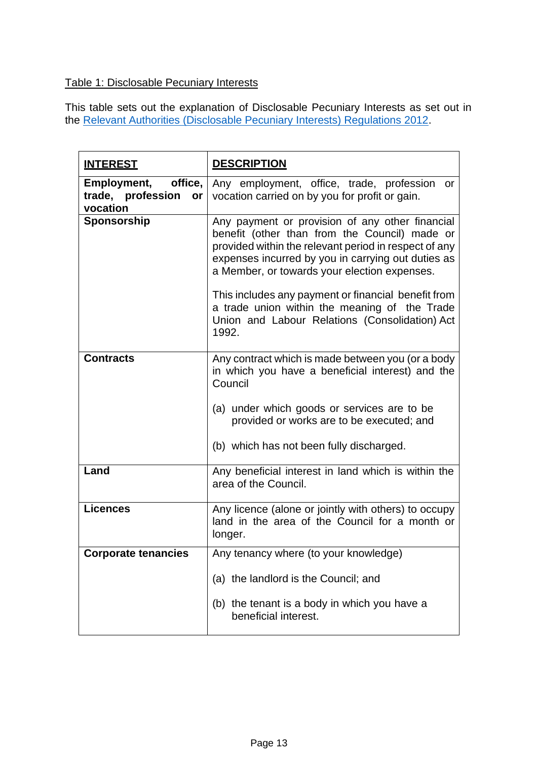Table 1: Disclosable Pecuniary Interests

This table sets out the explanation of Disclosable Pecuniary Interests as set out in the [Relevant Authorities (Disclosable Pecuniary Interests) Regulations 2012](Relevant Authorities (Disclosable Pecuniary Interests) Regulations 2012).

| **INTEREST** | **DESCRIPTION** |
|---|---|
| **Employment, office, trade, profession or vocation** | Any employment, office, trade, profession or vocation carried on by you for profit or gain. |
| **Sponsorship** | Any payment or provision of any other financial benefit (other than from the Council) made or provided within the relevant period in respect of any expenses incurred by you in carrying out duties as a Member, or towards your election expenses.<br><br>This includes any payment or financial benefit from a trade union within the meaning of the Trade Union and Labour Relations (Consolidation) Act 1992. |
| **Contracts** | Any contract which is made between you (or a body in which you have a beneficial interest) and the Council<br><br>(a) under which goods or services are to be provided or works are to be executed; and<br><br>(b) which has not been fully discharged. |
| **Land** | Any beneficial interest in land which is within the area of the Council. |
| **Licences** | Any licence (alone or jointly with others) to occupy land in the area of the Council for a month or longer. |
| **Corporate tenancies** | Any tenancy where (to your knowledge)<br><br>(a) the landlord is the Council; and<br><br>(b) the tenant is a body in which you have a beneficial interest. |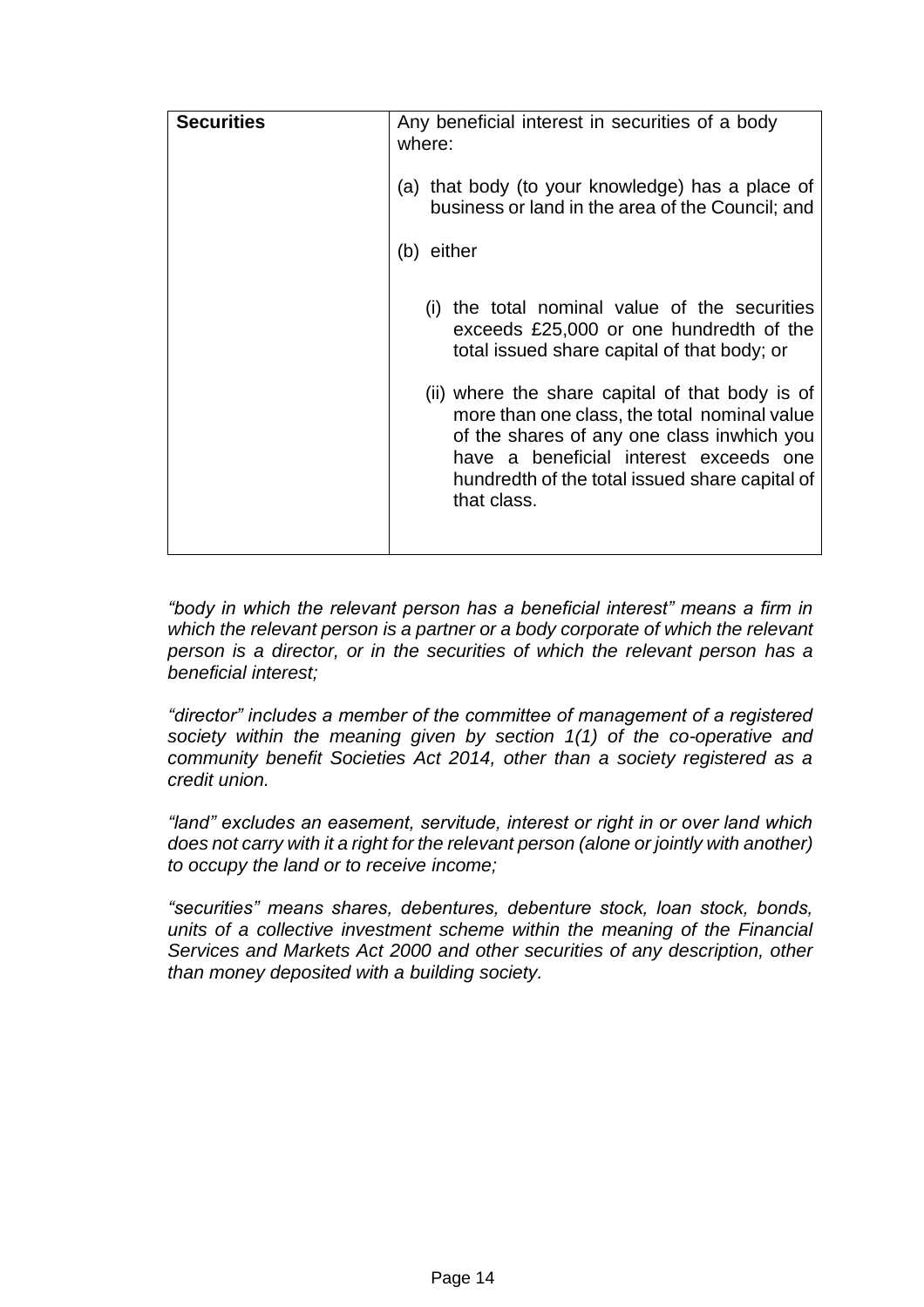| **Securities** | Any beneficial interest in securities of a body where:<br><br>(a) that body (to your knowledge) has a place of business or land in the area of the Council; and<br><br>(b) either<br><br>(i) the total nominal value of the securities exceeds £25,000 or one hundredth of the total issued share capital of that body; or<br><br>(ii) where the share capital of that body is of more than one class, the total nominal value of the shares of any one class inwhich you have a beneficial interest exceeds one hundredth of the total issued share capital of that class. |
|---|---|

*"body in which the relevant person has a beneficial interest" means a firm in which the relevant person is a partner or a body corporate of which the relevant person is a director, or in the securities of which the relevant person has a beneficial interest;*

*"director" includes a member of the committee of management of a registered society within the meaning given by section 1(1) of the co-operative and community benefit Societies Act 2014, other than a society registered as a credit union.*

*"land" excludes an easement, servitude, interest or right in or over land which does not carry with it a right for the relevant person (alone or jointly with another) to occupy the land or to receive income;*

*"securities" means shares, debentures, debenture stock, loan stock, bonds, units of a collective investment scheme within the meaning of the Financial Services and Markets Act 2000 and other securities of any description, other than money deposited with a building society.*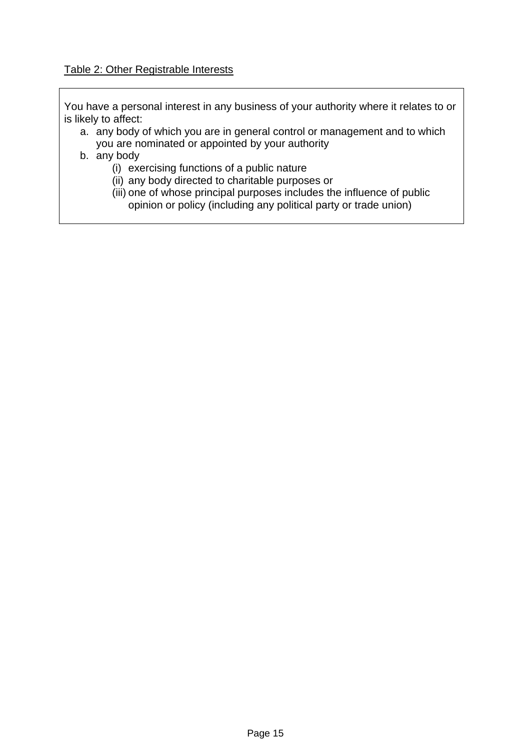Table 2: Other Registrable Interests

You have a personal interest in any business of your authority where it relates to or is likely to affect:

a. any body of which you are in general control or management and to which you are nominated or appointed by your authority
b. any body
   (i) exercising functions of a public nature
   (ii) any body directed to charitable purposes or
   (iii) one of whose principal purposes includes the influence of public opinion or policy (including any political party or trade union)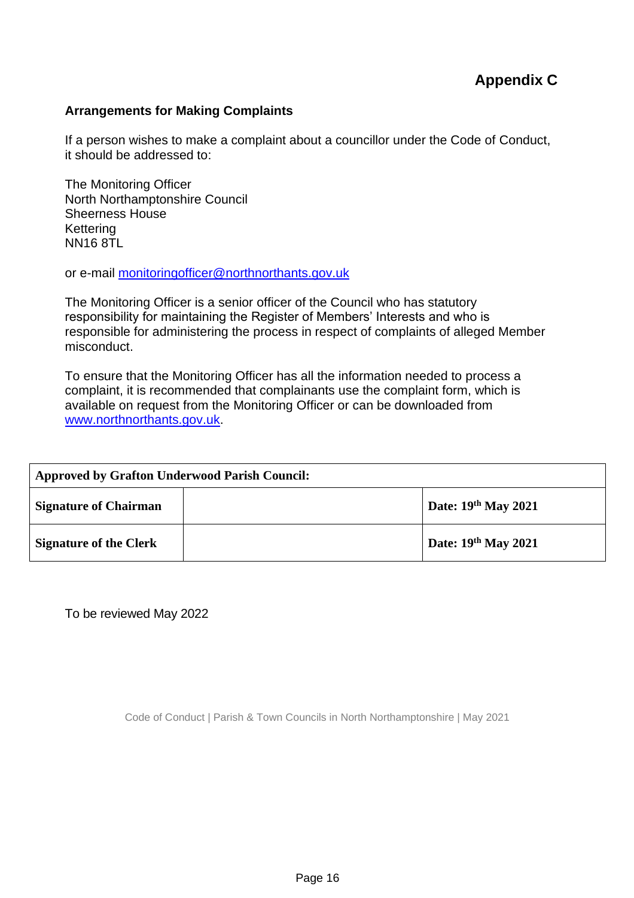# Appendix C

**Arrangements for Making Complaints**

If a person wishes to make a complaint about a councillor under the Code of Conduct, it should be addressed to:

The Monitoring Officer
North Northamptonshire Council
Sheerness House
Kettering
NN16 8TL

or e-mail monitoringofficer@northnorthants.gov.uk

The Monitoring Officer is a senior officer of the Council who has statutory responsibility for maintaining the Register of Members' Interests and who is responsible for administering the process in respect of complaints of alleged Member misconduct.

To ensure that the Monitoring Officer has all the information needed to process a complaint, it is recommended that complainants use the complaint form, which is available on request from the Monitoring Officer or can be downloaded from www.northnorthants.gov.uk.

| **Approved by Grafton Underwood Parish Council:** | | |
|---|---|---|
| **Signature of Chairman** | | **Date: 19th May 2021** |
| **Signature of the Clerk** | | **Date: 19th May 2021** |

To be reviewed May 2022

Code of Conduct | Parish & Town Councils in North Northamptonshire | May 2021